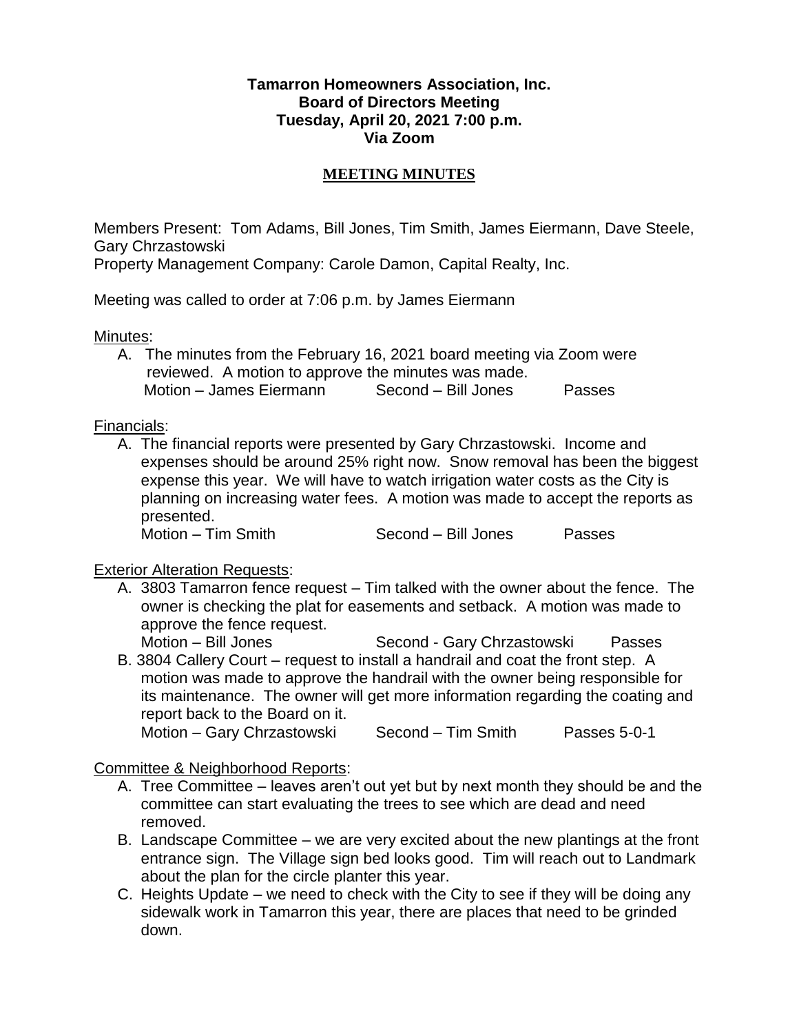**Tamarron Homeowners Association, Inc.**
**Board of Directors Meeting**
**Tuesday, April 20, 2021 7:00 p.m.**
**Via Zoom**

**MEETING MINUTES**

Members Present: Tom Adams, Bill Jones, Tim Smith, James Eiermann, Dave Steele, Gary Chrzastowski
Property Management Company: Carole Damon, Capital Realty, Inc.

Meeting was called to order at 7:06 p.m. by James Eiermann

Minutes:

A. The minutes from the February 16, 2021 board meeting via Zoom were reviewed. A motion to approve the minutes was made.
Motion – James Eiermann Second – Bill Jones Passes

Financials:

A. The financial reports were presented by Gary Chrzastowski. Income and expenses should be around 25% right now. Snow removal has been the biggest expense this year. We will have to watch irrigation water costs as the City is planning on increasing water fees. A motion was made to accept the reports as presented.
Motion – Tim Smith Second – Bill Jones Passes

Exterior Alteration Requests:

A. 3803 Tamarron fence request – Tim talked with the owner about the fence. The owner is checking the plat for easements and setback. A motion was made to approve the fence request.
Motion – Bill Jones Second - Gary Chrzastowski Passes
B. 3804 Callery Court – request to install a handrail and coat the front step. A motion was made to approve the handrail with the owner being responsible for its maintenance. The owner will get more information regarding the coating and report back to the Board on it.
Motion – Gary Chrzastowski Second – Tim Smith Passes 5-0-1

Committee & Neighborhood Reports:

A. Tree Committee – leaves aren't out yet but by next month they should be and the committee can start evaluating the trees to see which are dead and need removed.
B. Landscape Committee – we are very excited about the new plantings at the front entrance sign. The Village sign bed looks good. Tim will reach out to Landmark about the plan for the circle planter this year.
C. Heights Update – we need to check with the City to see if they will be doing any sidewalk work in Tamarron this year, there are places that need to be grinded down.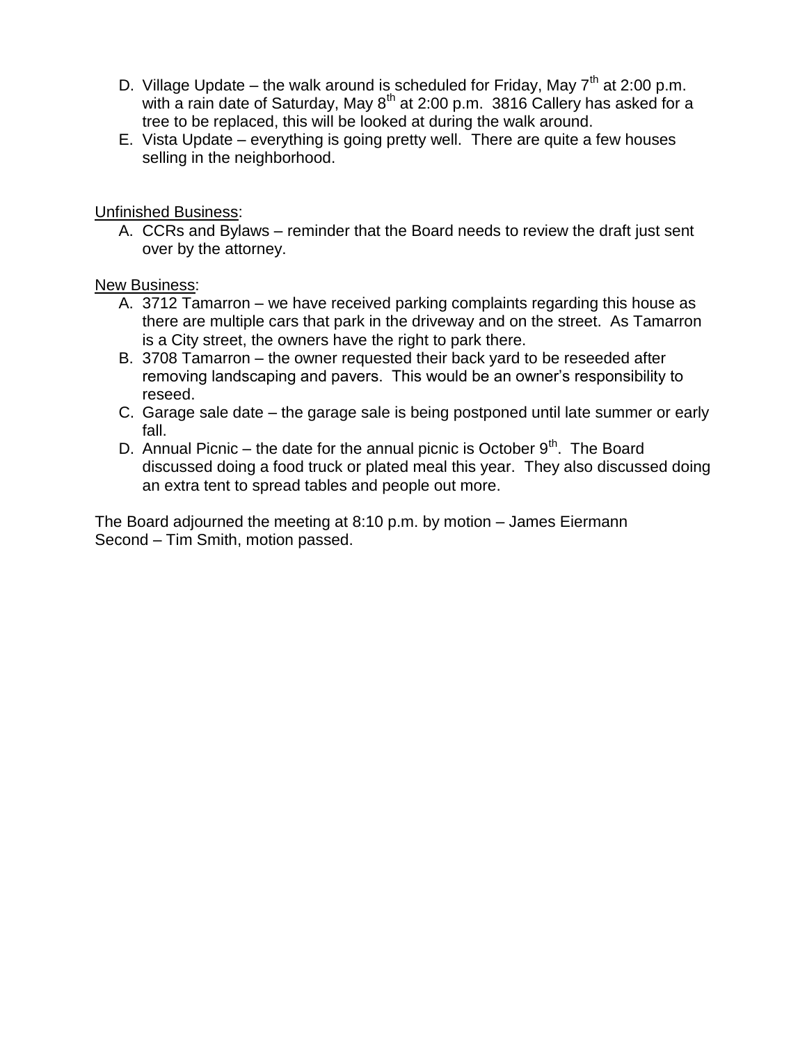D. Village Update – the walk around is scheduled for Friday, May 7th at 2:00 p.m. with a rain date of Saturday, May 8th at 2:00 p.m. 3816 Callery has asked for a tree to be replaced, this will be looked at during the walk around.
E. Vista Update – everything is going pretty well. There are quite a few houses selling in the neighborhood.

<u>Unfinished Business</u>:

A. CCRs and Bylaws – reminder that the Board needs to review the draft just sent over by the attorney.

<u>New Business</u>:

A. 3712 Tamarron – we have received parking complaints regarding this house as there are multiple cars that park in the driveway and on the street. As Tamarron is a City street, the owners have the right to park there.
B. 3708 Tamarron – the owner requested their back yard to be reseeded after removing landscaping and pavers. This would be an owner's responsibility to reseed.
C. Garage sale date – the garage sale is being postponed until late summer or early fall.
D. Annual Picnic – the date for the annual picnic is October 9th. The Board discussed doing a food truck or plated meal this year. They also discussed doing an extra tent to spread tables and people out more.

The Board adjourned the meeting at 8:10 p.m. by motion – James Eiermann
Second – Tim Smith, motion passed.